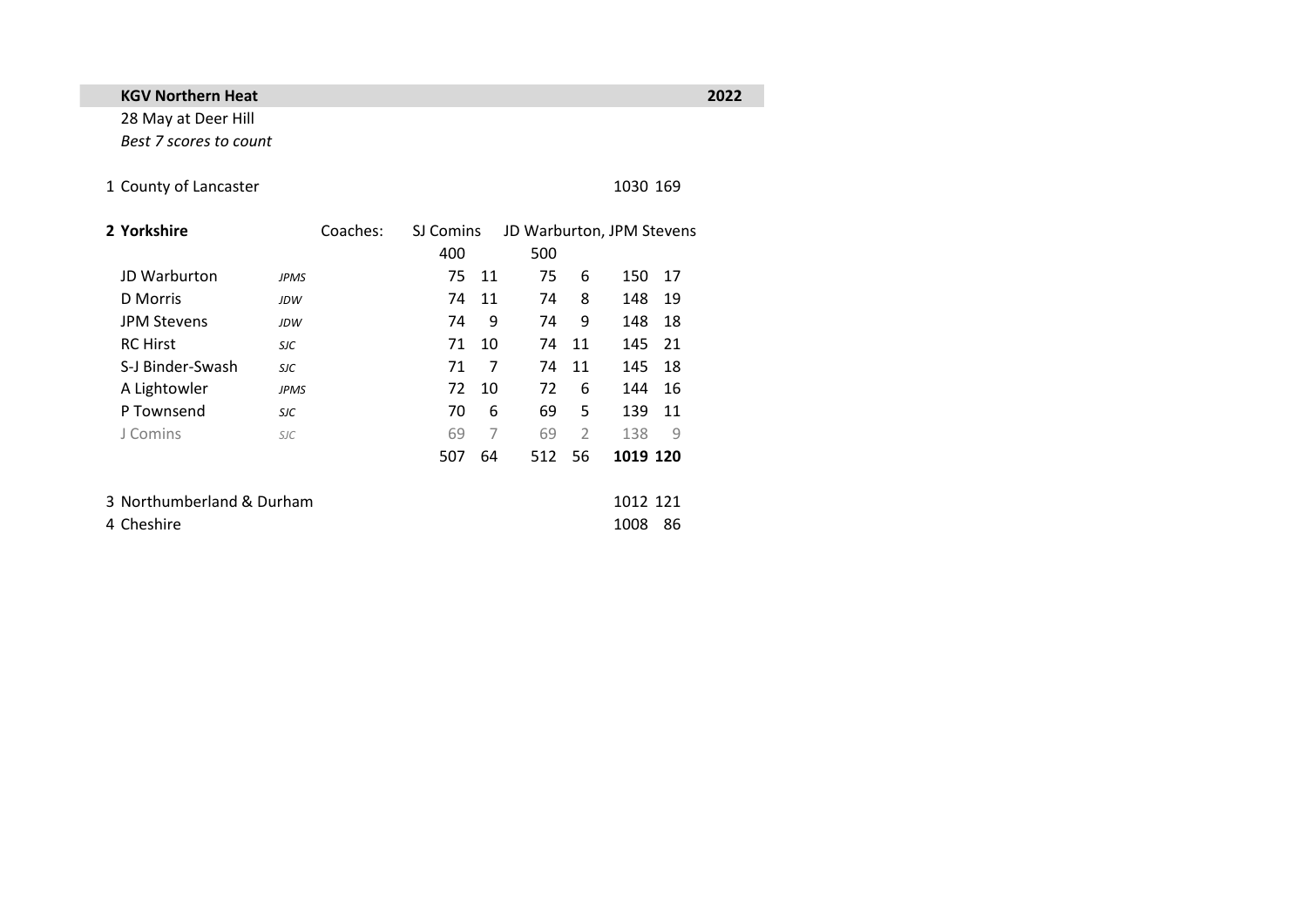**KGV Northern Heat** **2022**

28 May at Deer Hill

*Best 7 scores to count*

| Pos | Team / Name | Coach | 400 | | 500 | | Total | |
|---|---|---|---|---|---|---|---|---|
| 1 | County of Lancaster | | | | | | 1030 | 169 |
| **2** | **Yorkshire** | Coaches: SJ Comins | | | JD Warburton, JPM Stevens | | | |
| | JD Warburton | *JPMS* | 75 | 11 | 75 | 6 | 150 | 17 |
| | D Morris | *JDW* | 74 | 11 | 74 | 8 | 148 | 19 |
| | JPM Stevens | *JDW* | 74 | 9 | 74 | 9 | 148 | 18 |
| | RC Hirst | *SJC* | 71 | 10 | 74 | 11 | 145 | 21 |
| | S-J Binder-Swash | *SJC* | 71 | 7 | 74 | 11 | 145 | 18 |
| | A Lightowler | *JPMS* | 72 | 10 | 72 | 6 | 144 | 16 |
| | P Townsend | *SJC* | 70 | 6 | 69 | 5 | 139 | 11 |
| | J Comins | *SJC* | 69 | 7 | 69 | 2 | 138 | 9 |
| | | | 507 | 64 | 512 | 56 | **1019** | **120** |
| 3 | Northumberland & Durham | | | | | | 1012 | 121 |
| 4 | Cheshire | | | | | | 1008 | 86 |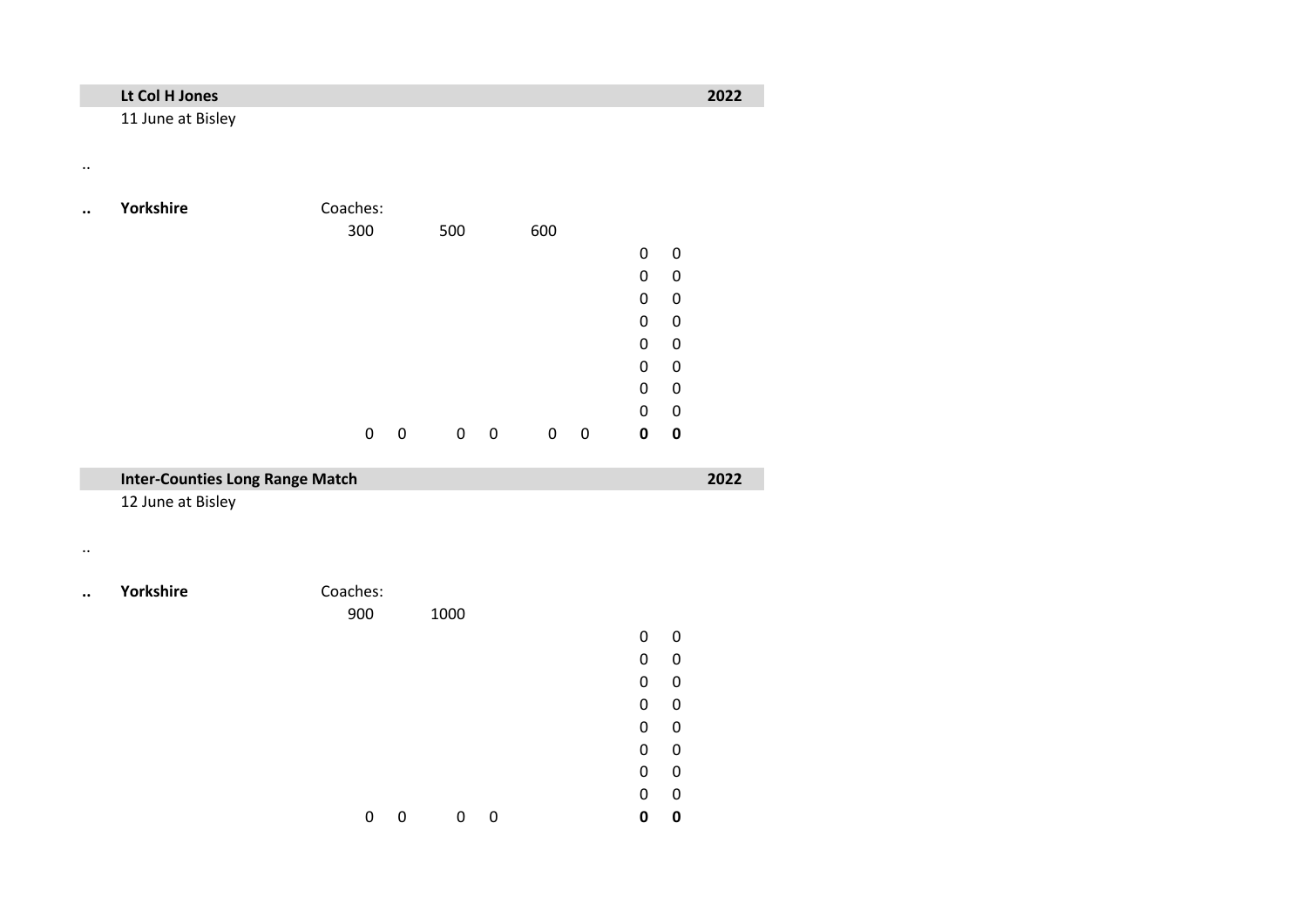## Lt Col H Jones — 2022

11 June at Bisley

..

| | | | | | | | | |
|---|---|---|---|---|---|---|---|---|
| **.. Yorkshire** | Coaches: | | | | | | | |
| | 300 | | 500 | | 600 | | | |
| | | | | | | | 0 | 0 |
| | | | | | | | 0 | 0 |
| | | | | | | | 0 | 0 |
| | | | | | | | 0 | 0 |
| | | | | | | | 0 | 0 |
| | | | | | | | 0 | 0 |
| | | | | | | | 0 | 0 |
| | | | | | | | 0 | 0 |
| | 0 | 0 | 0 | 0 | 0 | 0 | **0** | **0** |

## Inter-Counties Long Range Match — 2022

12 June at Bisley

..

| | | | | | | |
|---|---|---|---|---|---|---|
| **.. Yorkshire** | Coaches: | | | | | |
| | 900 | | 1000 | | | |
| | | | | | 0 | 0 |
| | | | | | 0 | 0 |
| | | | | | 0 | 0 |
| | | | | | 0 | 0 |
| | | | | | 0 | 0 |
| | | | | | 0 | 0 |
| | | | | | 0 | 0 |
| | | | | | 0 | 0 |
| | 0 | 0 | 0 | 0 | **0** | **0** |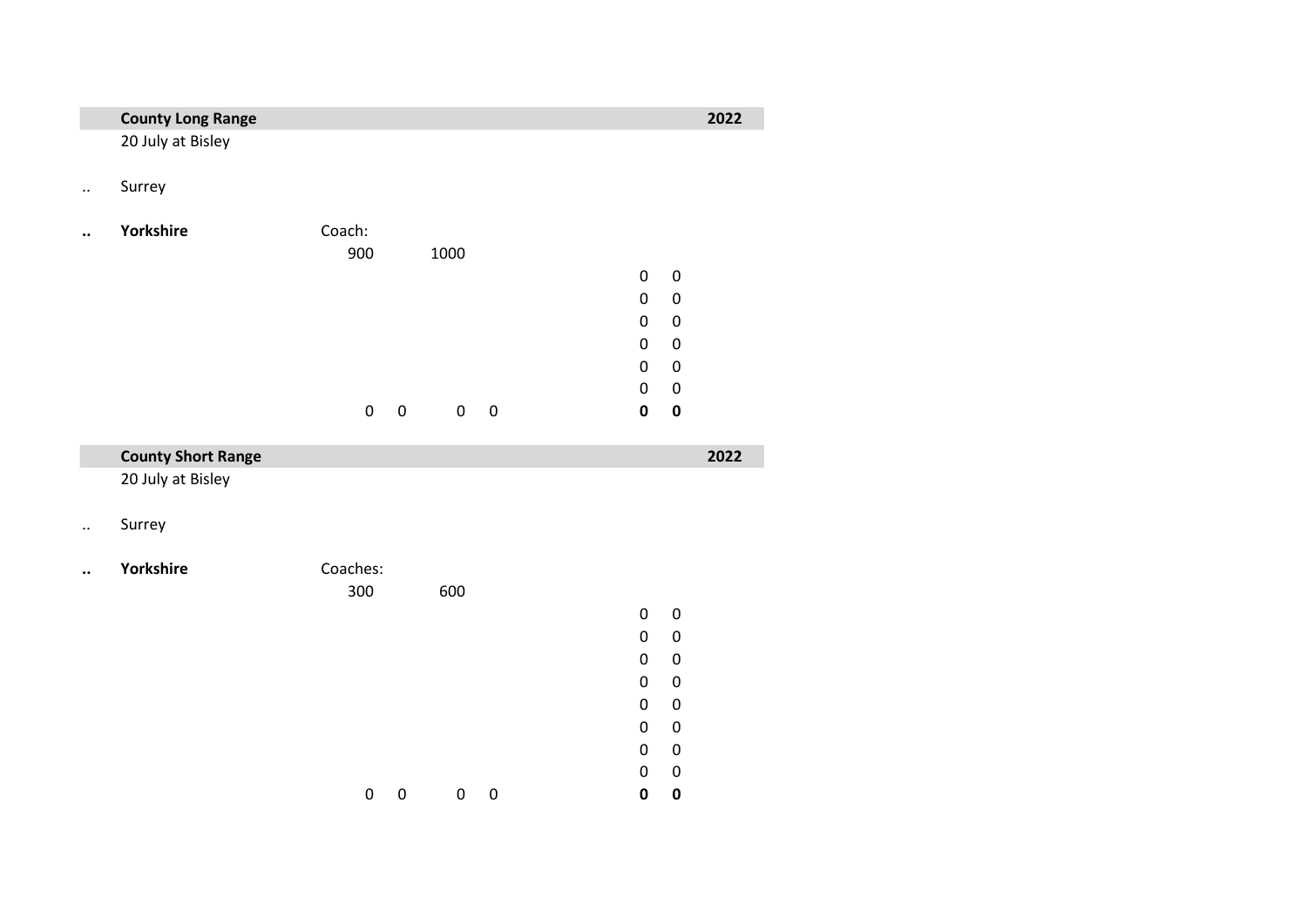## County Long Range — 2022

20 July at Bisley

.. Surrey

**..** **Yorkshire** — Coach:

| 900 | | 1000 | | | |
|---|---|---|---|---|---|
| | | | | 0 | 0 |
| | | | | 0 | 0 |
| | | | | 0 | 0 |
| | | | | 0 | 0 |
| | | | | 0 | 0 |
| | | | | 0 | 0 |
| 0 | 0 | 0 | 0 | **0** | **0** |

## County Short Range — 2022

20 July at Bisley

.. Surrey

**..** **Yorkshire** — Coaches:

| 300 | | 600 | | | |
|---|---|---|---|---|---|
| | | | | 0 | 0 |
| | | | | 0 | 0 |
| | | | | 0 | 0 |
| | | | | 0 | 0 |
| | | | | 0 | 0 |
| | | | | 0 | 0 |
| | | | | 0 | 0 |
| | | | | 0 | 0 |
| 0 | 0 | 0 | 0 | **0** | **0** |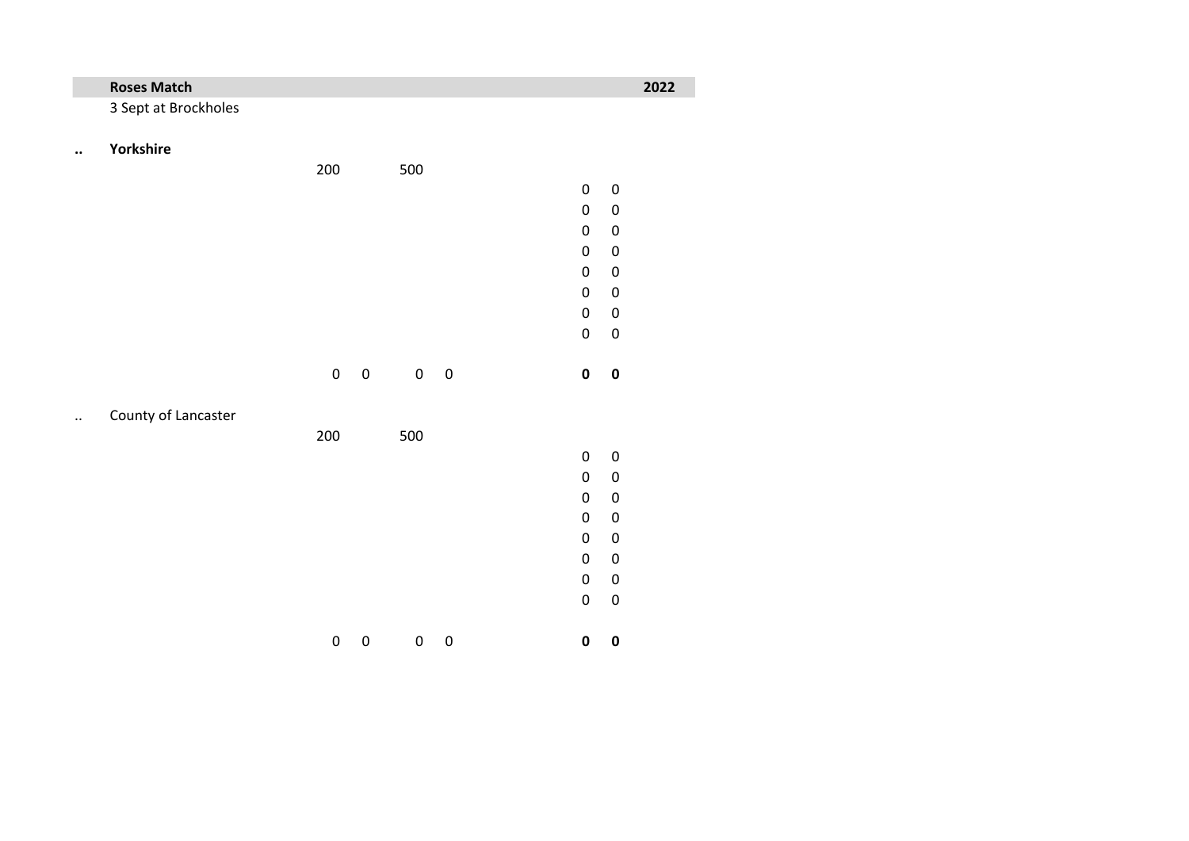| | **Roses Match** | | | | | | | **2022** |
|---|---|---|---|---|---|---|---|---|
| | 3 Sept at Brockholes | | | | | | | |
| | | | | | | | | |
| **..** | **Yorkshire** | | | | | | | |
| | | 200 | | 500 | | | | |
| | | | | | | 0 | 0 | |
| | | | | | | 0 | 0 | |
| | | | | | | 0 | 0 | |
| | | | | | | 0 | 0 | |
| | | | | | | 0 | 0 | |
| | | | | | | 0 | 0 | |
| | | | | | | 0 | 0 | |
| | | | | | | 0 | 0 | |
| | | | | | | | | |
| | | 0 0 | | 0 0 | | **0** | **0** | |
| | | | | | | | | |
| .. | County of Lancaster | | | | | | | |
| | | 200 | | 500 | | | | |
| | | | | | | 0 | 0 | |
| | | | | | | 0 | 0 | |
| | | | | | | 0 | 0 | |
| | | | | | | 0 | 0 | |
| | | | | | | 0 | 0 | |
| | | | | | | 0 | 0 | |
| | | | | | | 0 | 0 | |
| | | | | | | 0 | 0 | |
| | | | | | | | | |
| | | 0 0 | | 0 0 | | **0** | **0** | |